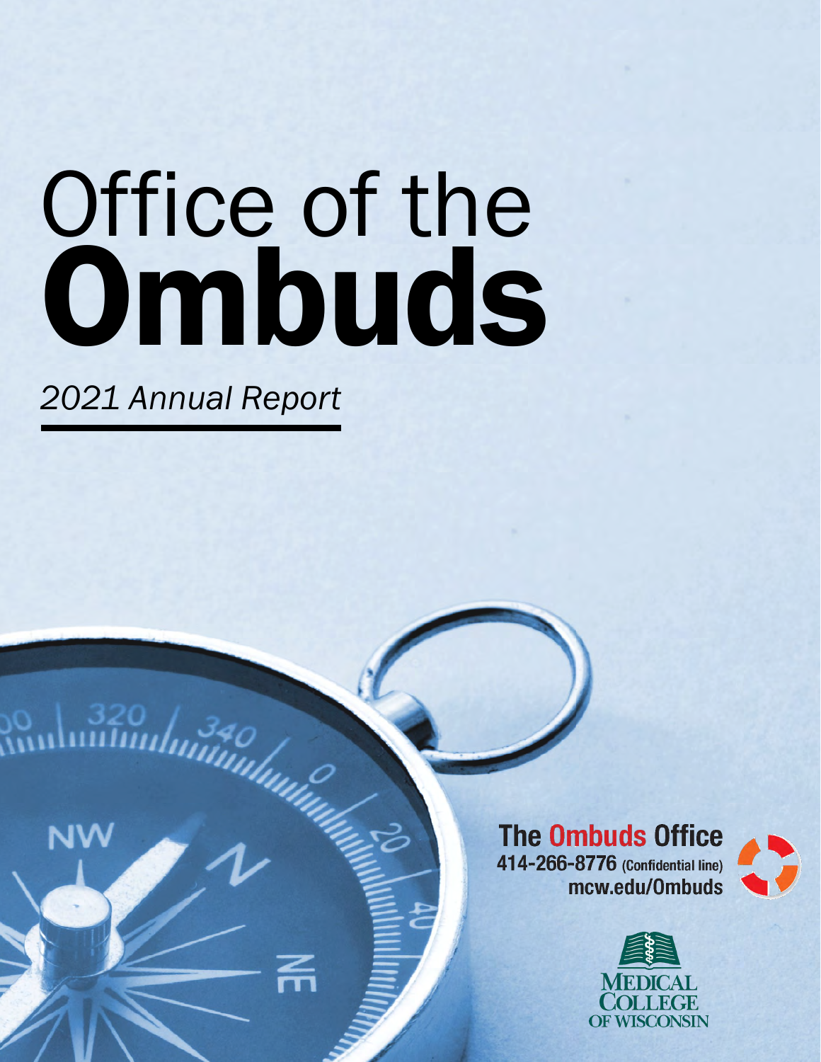# Office of the Ombuds

*2021 Annual Report*

**The Ombuds Office**
414-266-8776 (Confidential line)
mcw.edu/Ombuds

MEDICAL COLLEGE OF WISCONSIN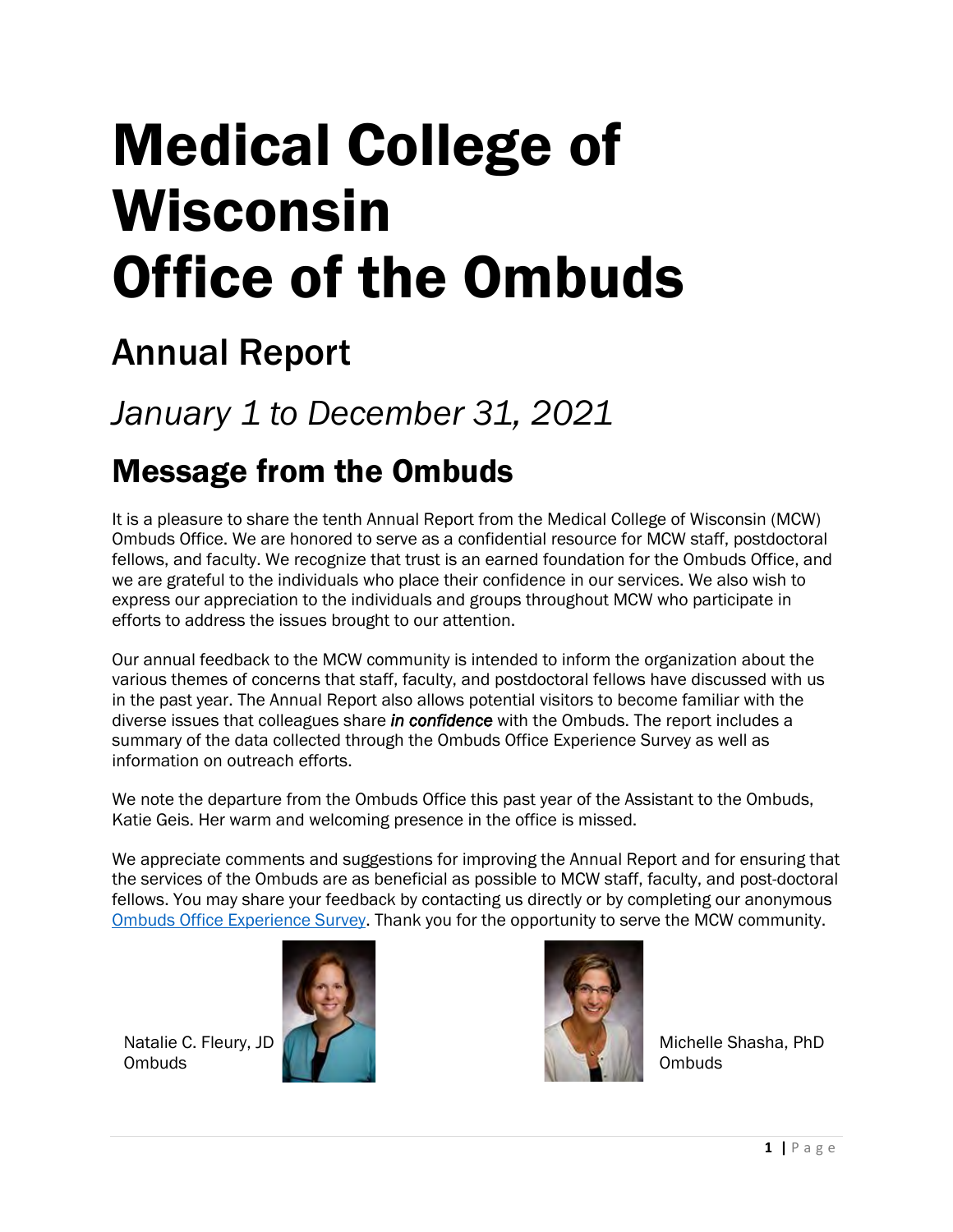# Medical College of Wisconsin
# Office of the Ombuds

## Annual Report

## *January 1 to December 31, 2021*

## Message from the Ombuds

It is a pleasure to share the tenth Annual Report from the Medical College of Wisconsin (MCW) Ombuds Office. We are honored to serve as a confidential resource for MCW staff, postdoctoral fellows, and faculty. We recognize that trust is an earned foundation for the Ombuds Office, and we are grateful to the individuals who place their confidence in our services. We also wish to express our appreciation to the individuals and groups throughout MCW who participate in efforts to address the issues brought to our attention.

Our annual feedback to the MCW community is intended to inform the organization about the various themes of concerns that staff, faculty, and postdoctoral fellows have discussed with us in the past year. The Annual Report also allows potential visitors to become familiar with the diverse issues that colleagues share ***in confidence*** with the Ombuds. The report includes a summary of the data collected through the Ombuds Office Experience Survey as well as information on outreach efforts.

We note the departure from the Ombuds Office this past year of the Assistant to the Ombuds, Katie Geis. Her warm and welcoming presence in the office is missed.

We appreciate comments and suggestions for improving the Annual Report and for ensuring that the services of the Ombuds are as beneficial as possible to MCW staff, faculty, and post-doctoral fellows. You may share your feedback by contacting us directly or by completing our anonymous Ombuds Office Experience Survey. Thank you for the opportunity to serve the MCW community.

Natalie C. Fleury, JD
Ombuds

Michelle Shasha, PhD
Ombuds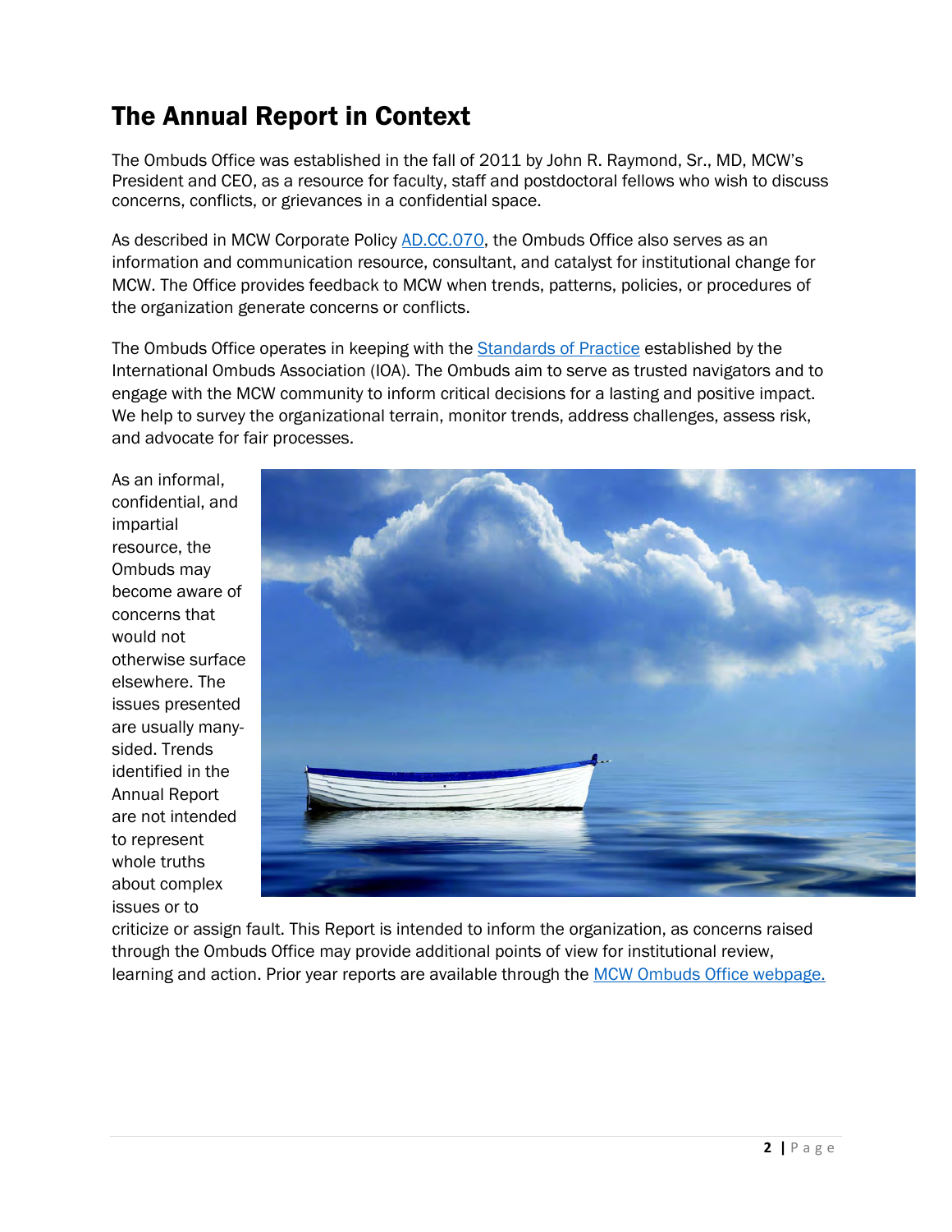# The Annual Report in Context

The Ombuds Office was established in the fall of 2011 by John R. Raymond, Sr., MD, MCW's President and CEO, as a resource for faculty, staff and postdoctoral fellows who wish to discuss concerns, conflicts, or grievances in a confidential space.

As described in MCW Corporate Policy AD.CC.070, the Ombuds Office also serves as an information and communication resource, consultant, and catalyst for institutional change for MCW. The Office provides feedback to MCW when trends, patterns, policies, or procedures of the organization generate concerns or conflicts.

The Ombuds Office operates in keeping with the Standards of Practice established by the International Ombuds Association (IOA). The Ombuds aim to serve as trusted navigators and to engage with the MCW community to inform critical decisions for a lasting and positive impact. We help to survey the organizational terrain, monitor trends, address challenges, assess risk, and advocate for fair processes.

As an informal, confidential, and impartial resource, the Ombuds may become aware of concerns that would not otherwise surface elsewhere. The issues presented are usually many-sided. Trends identified in the Annual Report are not intended to represent whole truths about complex issues or to criticize or assign fault. This Report is intended to inform the organization, as concerns raised through the Ombuds Office may provide additional points of view for institutional review, learning and action. Prior year reports are available through the MCW Ombuds Office webpage.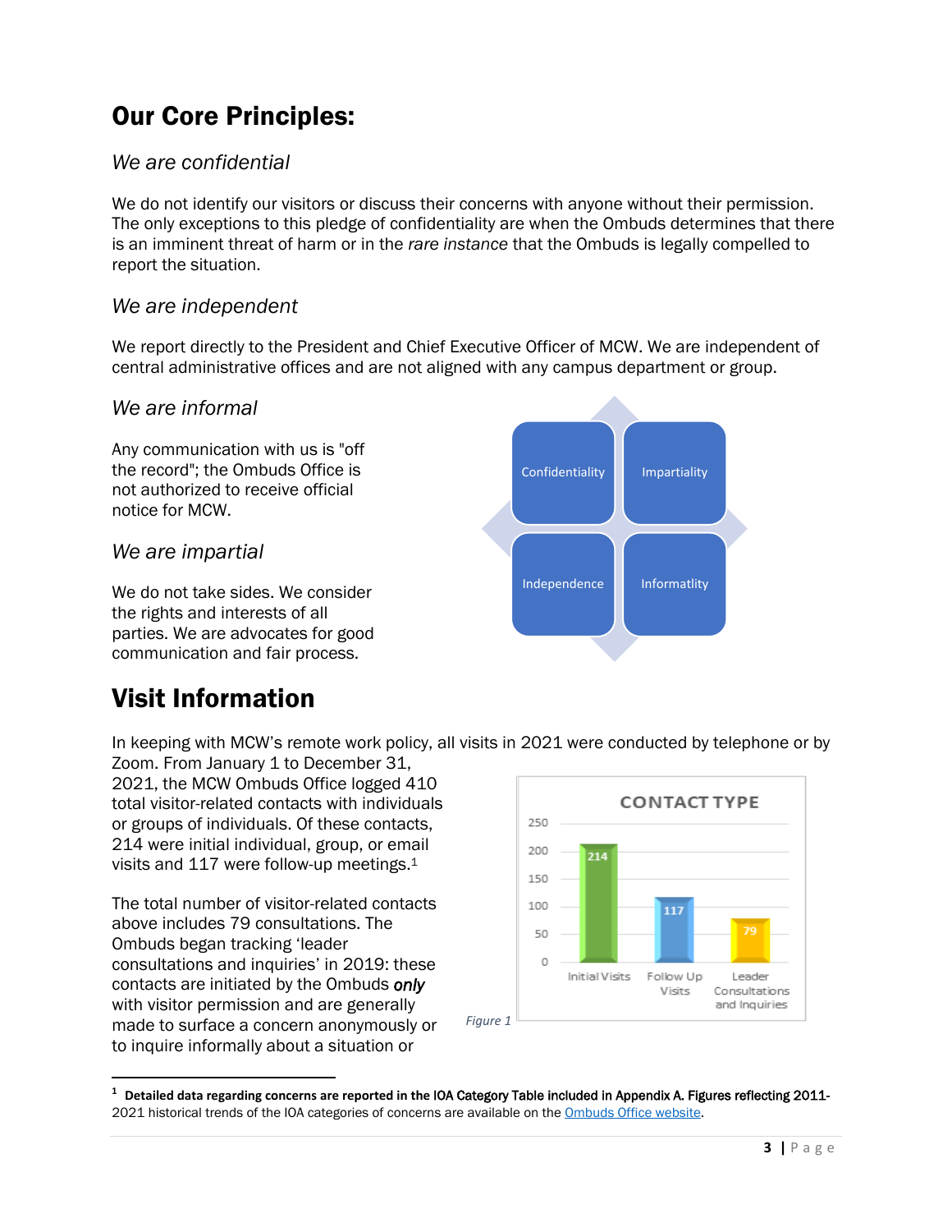# Our Core Principles:

### *We are confidential*

We do not identify our visitors or discuss their concerns with anyone without their permission. The only exceptions to this pledge of confidentiality are when the Ombuds determines that there is an imminent threat of harm or in the *rare instance* that the Ombuds is legally compelled to report the situation.

### *We are independent*

We report directly to the President and Chief Executive Officer of MCW. We are independent of central administrative offices and are not aligned with any campus department or group.

### *We are informal*

Any communication with us is "off the record"; the Ombuds Office is not authorized to receive official notice for MCW.

### *We are impartial*

We do not take sides. We consider the rights and interests of all parties. We are advocates for good communication and fair process.

Confidentiality | Impartiality | Independence | Informatlity

# Visit Information

In keeping with MCW's remote work policy, all visits in 2021 were conducted by telephone or by Zoom. From January 1 to December 31, 2021, the MCW Ombuds Office logged 410 total visitor-related contacts with individuals or groups of individuals. Of these contacts, 214 were initial individual, group, or email visits and 117 were follow-up meetings.[1]

The total number of visitor-related contacts above includes 79 consultations. The Ombuds began tracking 'leader consultations and inquiries' in 2019: these contacts are initiated by the Ombuds ***only*** with visitor permission and are generally made to surface a concern anonymously or to inquire informally about a situation or

**CONTACT TYPE**

| Contact Type | Count |
|---|---|
| Initial Visits | 214 |
| Follow Up Visits | 117 |
| Leader Consultations and Inquiries | 79 |

*Figure 1*

[1] **Detailed data regarding concerns are reported in the IOA Category Table included in Appendix A. Figures reflecting 2011-** 2021 historical trends of the IOA categories of concerns are available on the [Ombuds Office website](#).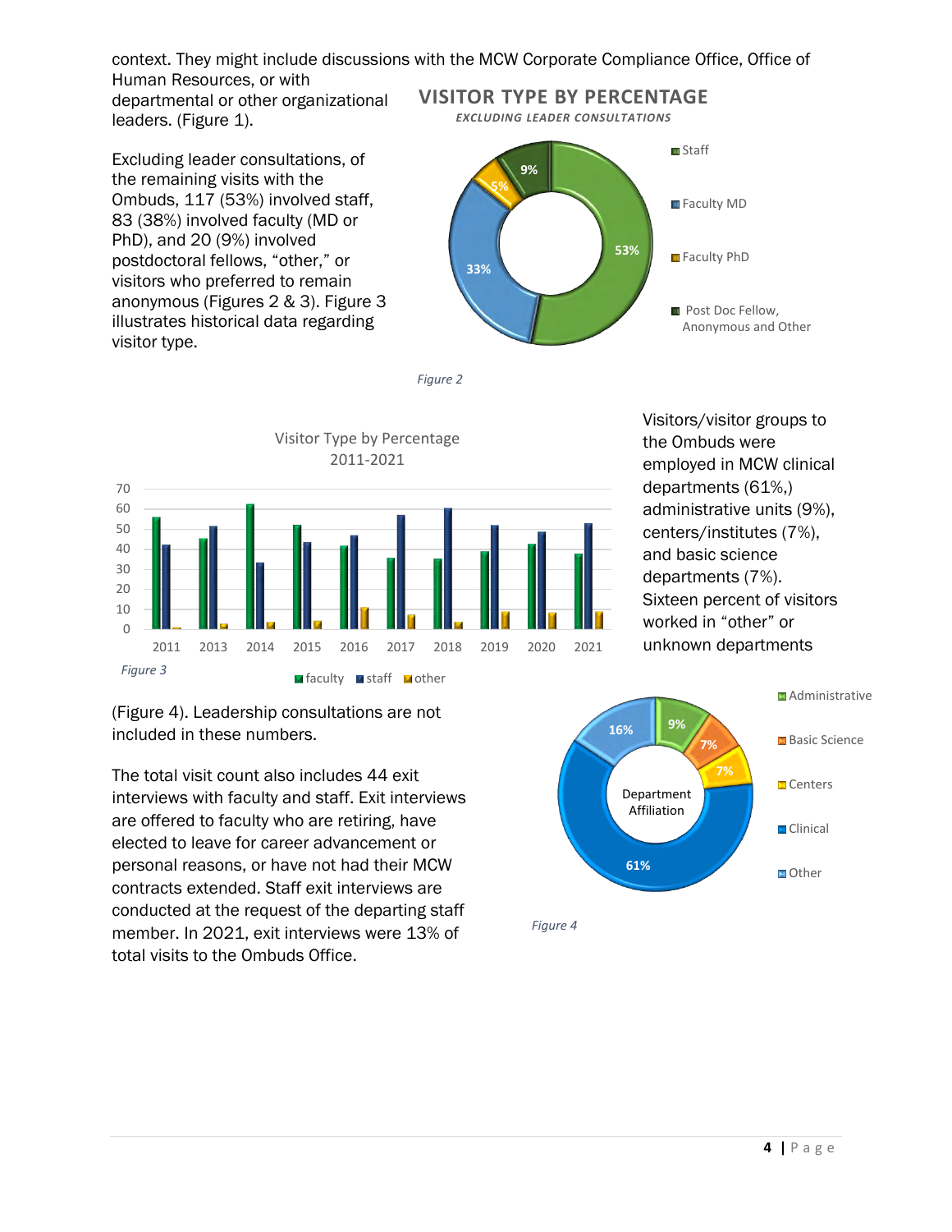context. They might include discussions with the MCW Corporate Compliance Office, Office of Human Resources, or with departmental or other organizational leaders. (Figure 1).

Excluding leader consultations, of the remaining visits with the Ombuds, 117 (53%) involved staff, 83 (38%) involved faculty (MD or PhD), and 20 (9%) involved postdoctoral fellows, "other," or visitors who preferred to remain anonymous (Figures 2 & 3). Figure 3 illustrates historical data regarding visitor type.

**VISITOR TYPE BY PERCENTAGE**

*EXCLUDING LEADER CONSULTATIONS*

| Visitor Type | Percentage |
|---|---|
| Staff | 53% |
| Faculty MD | 33% |
| Faculty PhD | 5% |
| Post Doc Fellow, Anonymous and Other | 9% |

*Figure 2*

Visitor Type by Percentage 2011-2021

*Figure 3*

Visitors/visitor groups to the Ombuds were employed in MCW clinical departments (61%,) administrative units (9%), centers/institutes (7%), and basic science departments (7%). Sixteen percent of visitors worked in "other" or unknown departments (Figure 4). Leadership consultations are not included in these numbers.

Department Affiliation

| Department | Percentage |
|---|---|
| Administrative | 9% |
| Basic Science | 7% |
| Centers | 7% |
| Clinical | 61% |
| Other | 16% |

*Figure 4*

The total visit count also includes 44 exit interviews with faculty and staff. Exit interviews are offered to faculty who are retiring, have elected to leave for career advancement or personal reasons, or have not had their MCW contracts extended. Staff exit interviews are conducted at the request of the departing staff member. In 2021, exit interviews were 13% of total visits to the Ombuds Office.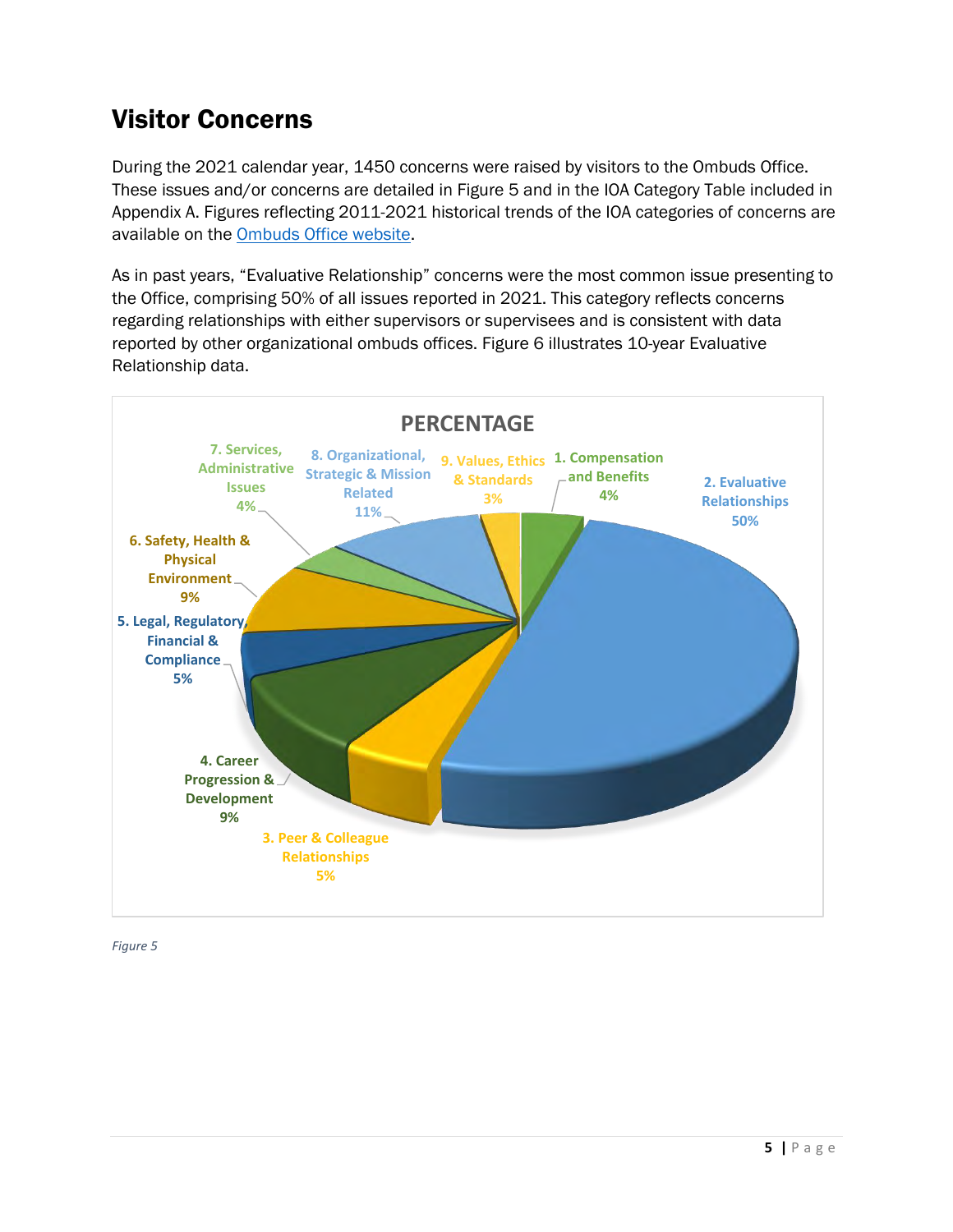## Visitor Concerns

During the 2021 calendar year, 1450 concerns were raised by visitors to the Ombuds Office. These issues and/or concerns are detailed in Figure 5 and in the IOA Category Table included in Appendix A. Figures reflecting 2011-2021 historical trends of the IOA categories of concerns are available on the [Ombuds Office website](#).

As in past years, “Evaluative Relationship” concerns were the most common issue presenting to the Office, comprising 50% of all issues reported in 2021. This category reflects concerns regarding relationships with either supervisors or supervisees and is consistent with data reported by other organizational ombuds offices. Figure 6 illustrates 10-year Evaluative Relationship data.

**PERCENTAGE**

| Category | Percentage |
|---|---|
| 1. Compensation and Benefits | 4% |
| 2. Evaluative Relationships | 50% |
| 3. Peer & Colleague Relationships | 5% |
| 4. Career Progression & Development | 9% |
| 5. Legal, Regulatory, Financial & Compliance | 5% |
| 6. Safety, Health & Physical Environment | 9% |
| 7. Services, Administrative Issues | 4% |
| 8. Organizational, Strategic & Mission Related | 11% |
| 9. Values, Ethics & Standards | 3% |

*Figure 5*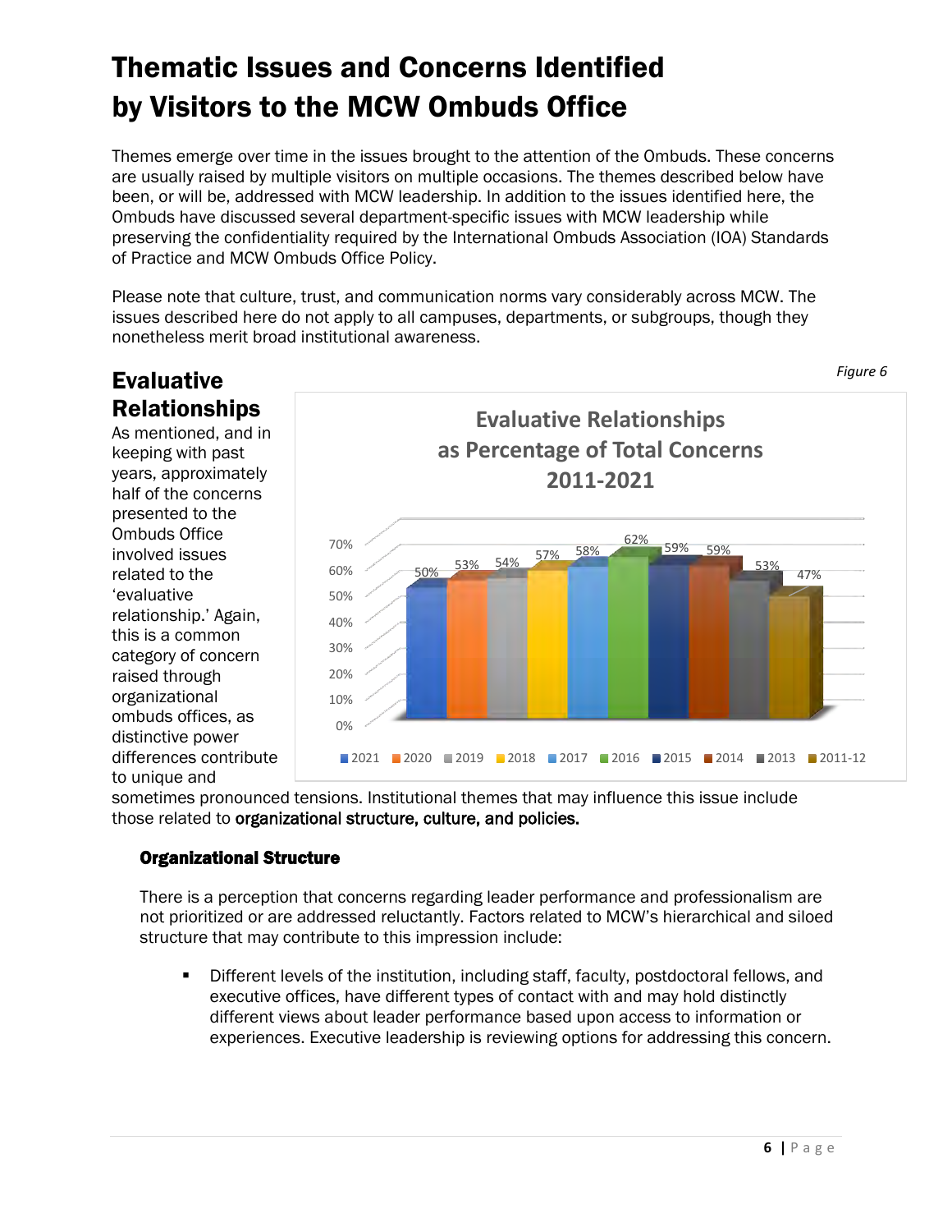# Thematic Issues and Concerns Identified by Visitors to the MCW Ombuds Office

Themes emerge over time in the issues brought to the attention of the Ombuds. These concerns are usually raised by multiple visitors on multiple occasions. The themes described below have been, or will be, addressed with MCW leadership. In addition to the issues identified here, the Ombuds have discussed several department-specific issues with MCW leadership while preserving the confidentiality required by the International Ombuds Association (IOA) Standards of Practice and MCW Ombuds Office Policy.

Please note that culture, trust, and communication norms vary considerably across MCW. The issues described here do not apply to all campuses, departments, or subgroups, though they nonetheless merit broad institutional awareness.

## Evaluative Relationships

As mentioned, and in keeping with past years, approximately half of the concerns presented to the Ombuds Office involved issues related to the 'evaluative relationship.' Again, this is a common category of concern raised through organizational ombuds offices, as distinctive power differences contribute to unique and sometimes pronounced tensions. Institutional themes that may influence this issue include those related to organizational structure, culture, and policies.

*Figure 6*

**Evaluative Relationships as Percentage of Total Concerns 2011-2021**

| Year | Percentage |
|---|---|
| 2021 | 50% |
| 2020 | 53% |
| 2019 | 54% |
| 2018 | 57% |
| 2017 | 58% |
| 2016 | 62% |
| 2015 | 59% |
| 2014 | 59% |
| 2013 | 53% |
| 2011-12 | 47% |

### Organizational Structure

There is a perception that concerns regarding leader performance and professionalism are not prioritized or are addressed reluctantly. Factors related to MCW's hierarchical and siloed structure that may contribute to this impression include:

- Different levels of the institution, including staff, faculty, postdoctoral fellows, and executive offices, have different types of contact with and may hold distinctly different views about leader performance based upon access to information or experiences. Executive leadership is reviewing options for addressing this concern.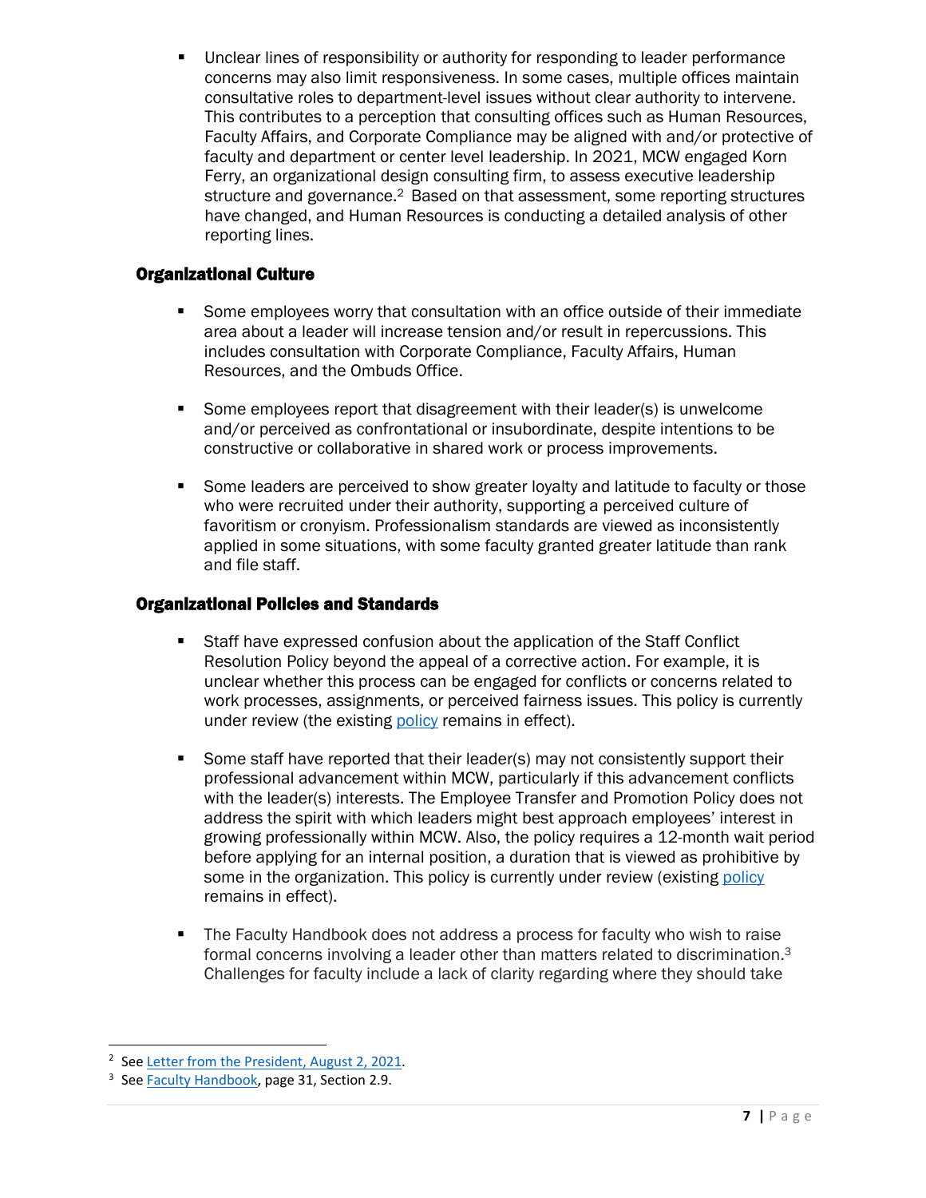- Unclear lines of responsibility or authority for responding to leader performance concerns may also limit responsiveness. In some cases, multiple offices maintain consultative roles to department-level issues without clear authority to intervene. This contributes to a perception that consulting offices such as Human Resources, Faculty Affairs, and Corporate Compliance may be aligned with and/or protective of faculty and department or center level leadership. In 2021, MCW engaged Korn Ferry, an organizational design consulting firm, to assess executive leadership structure and governance.[2] Based on that assessment, some reporting structures have changed, and Human Resources is conducting a detailed analysis of other reporting lines.

### Organizational Culture

- Some employees worry that consultation with an office outside of their immediate area about a leader will increase tension and/or result in repercussions. This includes consultation with Corporate Compliance, Faculty Affairs, Human Resources, and the Ombuds Office.

- Some employees report that disagreement with their leader(s) is unwelcome and/or perceived as confrontational or insubordinate, despite intentions to be constructive or collaborative in shared work or process improvements.

- Some leaders are perceived to show greater loyalty and latitude to faculty or those who were recruited under their authority, supporting a perceived culture of favoritism or cronyism. Professionalism standards are viewed as inconsistently applied in some situations, with some faculty granted greater latitude than rank and file staff.

### Organizational Policies and Standards

- Staff have expressed confusion about the application of the Staff Conflict Resolution Policy beyond the appeal of a corrective action. For example, it is unclear whether this process can be engaged for conflicts or concerns related to work processes, assignments, or perceived fairness issues. This policy is currently under review (the existing policy remains in effect).

- Some staff have reported that their leader(s) may not consistently support their professional advancement within MCW, particularly if this advancement conflicts with the leader(s) interests. The Employee Transfer and Promotion Policy does not address the spirit with which leaders might best approach employees' interest in growing professionally within MCW. Also, the policy requires a 12-month wait period before applying for an internal position, a duration that is viewed as prohibitive by some in the organization. This policy is currently under review (existing policy remains in effect).

- The Faculty Handbook does not address a process for faculty who wish to raise formal concerns involving a leader other than matters related to discrimination.[3] Challenges for faculty include a lack of clarity regarding where they should take

---

[2] See Letter from the President, August 2, 2021.

[3] See Faculty Handbook, page 31, Section 2.9.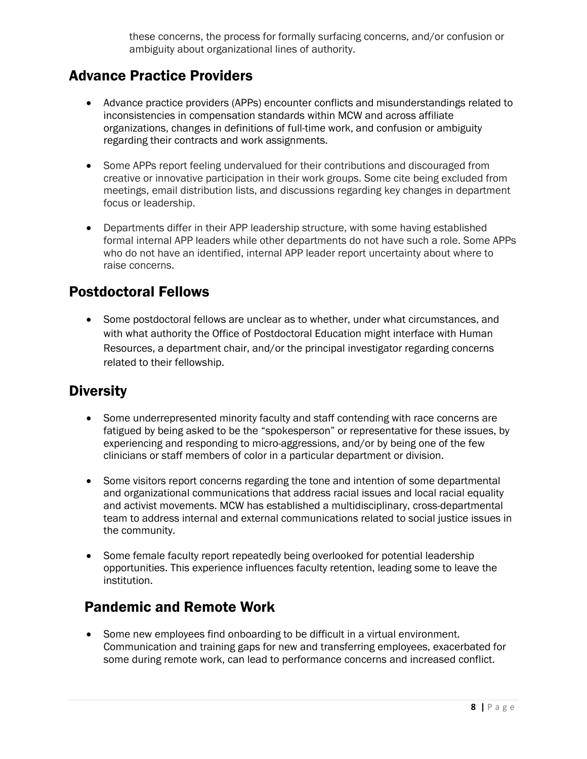these concerns, the process for formally surfacing concerns, and/or confusion or ambiguity about organizational lines of authority.

## Advance Practice Providers

- Advance practice providers (APPs) encounter conflicts and misunderstandings related to inconsistencies in compensation standards within MCW and across affiliate organizations, changes in definitions of full-time work, and confusion or ambiguity regarding their contracts and work assignments.

- Some APPs report feeling undervalued for their contributions and discouraged from creative or innovative participation in their work groups. Some cite being excluded from meetings, email distribution lists, and discussions regarding key changes in department focus or leadership.

- Departments differ in their APP leadership structure, with some having established formal internal APP leaders while other departments do not have such a role. Some APPs who do not have an identified, internal APP leader report uncertainty about where to raise concerns.

## Postdoctoral Fellows

- Some postdoctoral fellows are unclear as to whether, under what circumstances, and with what authority the Office of Postdoctoral Education might interface with Human Resources, a department chair, and/or the principal investigator regarding concerns related to their fellowship.

## Diversity

- Some underrepresented minority faculty and staff contending with race concerns are fatigued by being asked to be the "spokesperson" or representative for these issues, by experiencing and responding to micro-aggressions, and/or by being one of the few clinicians or staff members of color in a particular department or division.

- Some visitors report concerns regarding the tone and intention of some departmental and organizational communications that address racial issues and local racial equality and activist movements. MCW has established a multidisciplinary, cross-departmental team to address internal and external communications related to social justice issues in the community.

- Some female faculty report repeatedly being overlooked for potential leadership opportunities. This experience influences faculty retention, leading some to leave the institution.

## Pandemic and Remote Work

- Some new employees find onboarding to be difficult in a virtual environment. Communication and training gaps for new and transferring employees, exacerbated for some during remote work, can lead to performance concerns and increased conflict.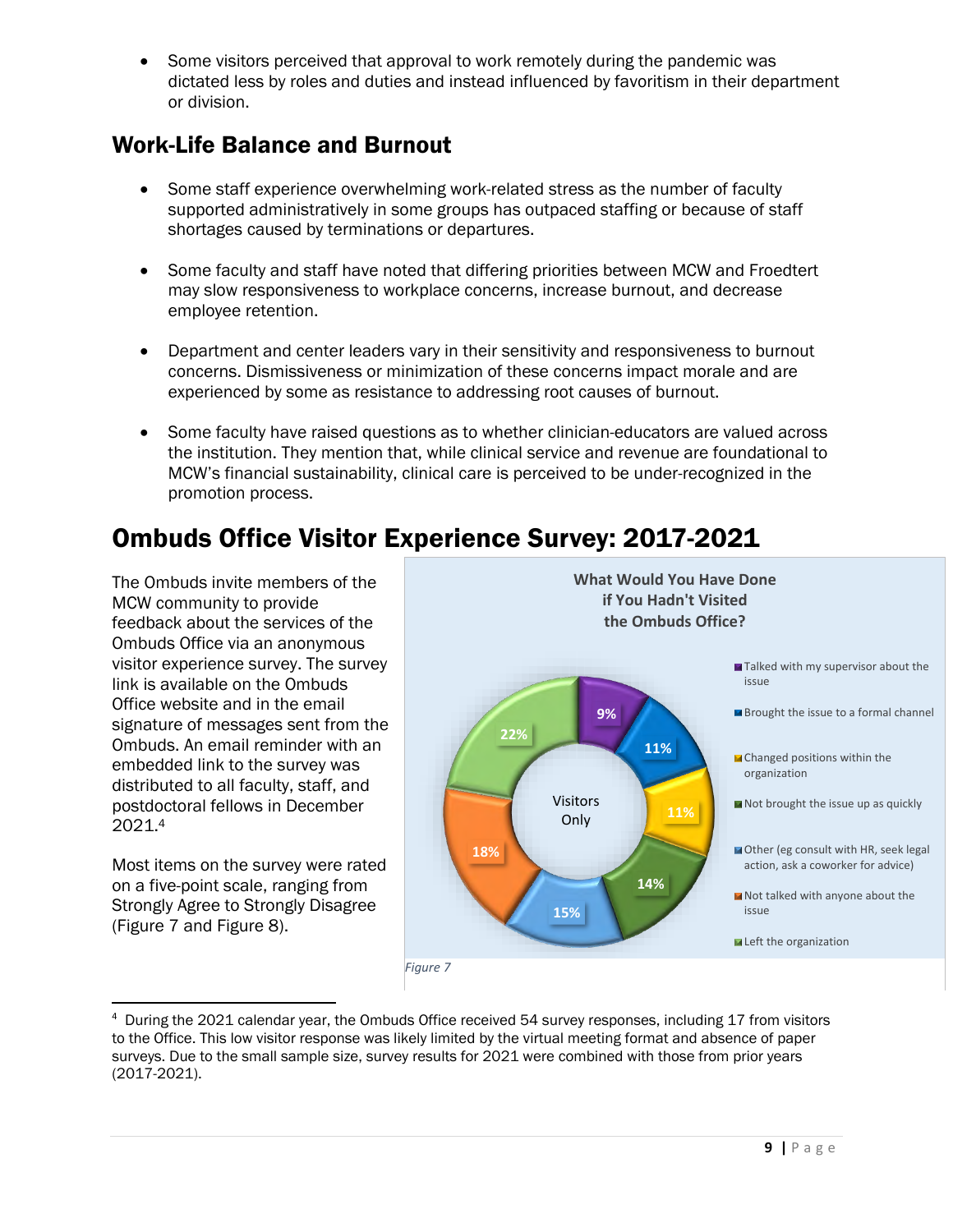- Some visitors perceived that approval to work remotely during the pandemic was dictated less by roles and duties and instead influenced by favoritism in their department or division.

## Work-Life Balance and Burnout

- Some staff experience overwhelming work-related stress as the number of faculty supported administratively in some groups has outpaced staffing or because of staff shortages caused by terminations or departures.
- Some faculty and staff have noted that differing priorities between MCW and Froedtert may slow responsiveness to workplace concerns, increase burnout, and decrease employee retention.
- Department and center leaders vary in their sensitivity and responsiveness to burnout concerns. Dismissiveness or minimization of these concerns impact morale and are experienced by some as resistance to addressing root causes of burnout.
- Some faculty have raised questions as to whether clinician-educators are valued across the institution. They mention that, while clinical service and revenue are foundational to MCW's financial sustainability, clinical care is perceived to be under-recognized in the promotion process.

# Ombuds Office Visitor Experience Survey: 2017-2021

The Ombuds invite members of the MCW community to provide feedback about the services of the Ombuds Office via an anonymous visitor experience survey. The survey link is available on the Ombuds Office website and in the email signature of messages sent from the Ombuds. An email reminder with an embedded link to the survey was distributed to all faculty, staff, and postdoctoral fellows in December 2021.[4]

Most items on the survey were rated on a five-point scale, ranging from Strongly Agree to Strongly Disagree (Figure 7 and Figure 8).

**What Would You Have Done if You Hadn't Visited the Ombuds Office?** (Visitors Only)

| Response | Percent |
|---|---|
| Talked with my supervisor about the issue | 9% |
| Brought the issue to a formal channel | 11% |
| Changed positions within the organization | 11% |
| Not brought the issue up as quickly | 14% |
| Other (eg consult with HR, seek legal action, ask a coworker for advice) | 15% |
| Not talked with anyone about the issue | 18% |
| Left the organization | 22% |

*Figure 7*

[4] During the 2021 calendar year, the Ombuds Office received 54 survey responses, including 17 from visitors to the Office. This low visitor response was likely limited by the virtual meeting format and absence of paper surveys. Due to the small sample size, survey results for 2021 were combined with those from prior years (2017-2021).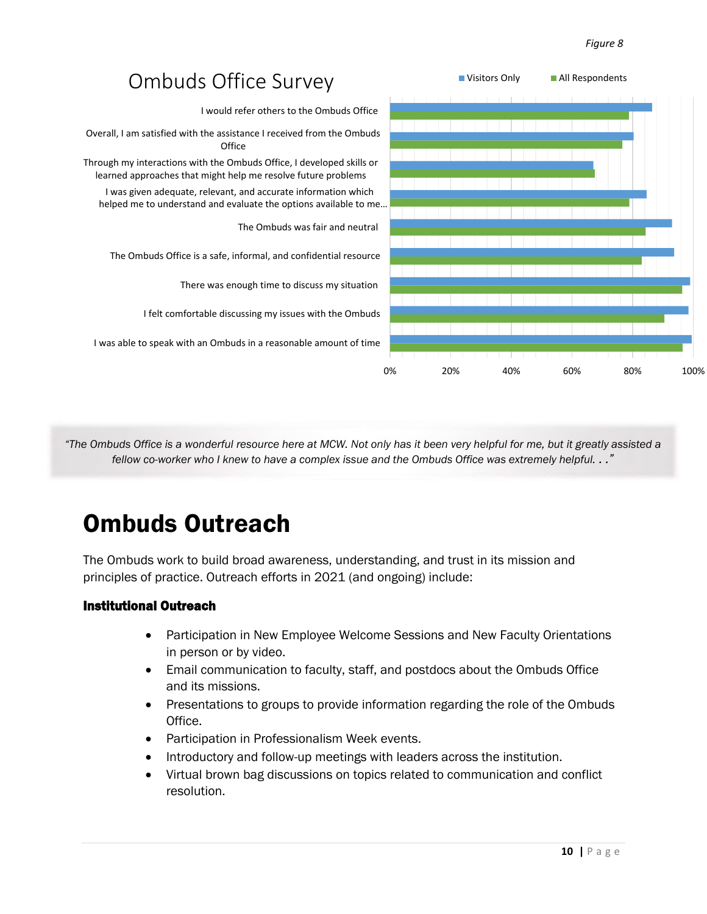*Figure 8*

## Ombuds Office Survey

| Survey Item | Visitors Only | All Respondents |
|---|---|---|
| I would refer others to the Ombuds Office | ~86% | ~79% |
| Overall, I am satisfied with the assistance I received from the Ombuds Office | ~80% | ~76% |
| Through my interactions with the Ombuds Office, I developed skills or learned approaches that might help me resolve future problems | ~67% | ~67% |
| I was given adequate, relevant, and accurate information which helped me to understand and evaluate the options available to me... | ~85% | ~79% |
| The Ombuds was fair and neutral | ~93% | ~84% |
| The Ombuds Office is a safe, informal, and confidential resource | ~94% | ~83% |
| There was enough time to discuss my situation | ~99% | ~96% |
| I felt comfortable discussing my issues with the Ombuds | ~98% | ~90% |
| I was able to speak with an Ombuds in a reasonable amount of time | ~99% | ~96% |

*"The Ombuds Office is a wonderful resource here at MCW. Not only has it been very helpful for me, but it greatly assisted a fellow co-worker who I knew to have a complex issue and the Ombuds Office was extremely helpful. . ."*

# Ombuds Outreach

The Ombuds work to build broad awareness, understanding, and trust in its mission and principles of practice. Outreach efforts in 2021 (and ongoing) include:

### Institutional Outreach

- Participation in New Employee Welcome Sessions and New Faculty Orientations in person or by video.
- Email communication to faculty, staff, and postdocs about the Ombuds Office and its missions.
- Presentations to groups to provide information regarding the role of the Ombuds Office.
- Participation in Professionalism Week events.
- Introductory and follow-up meetings with leaders across the institution.
- Virtual brown bag discussions on topics related to communication and conflict resolution.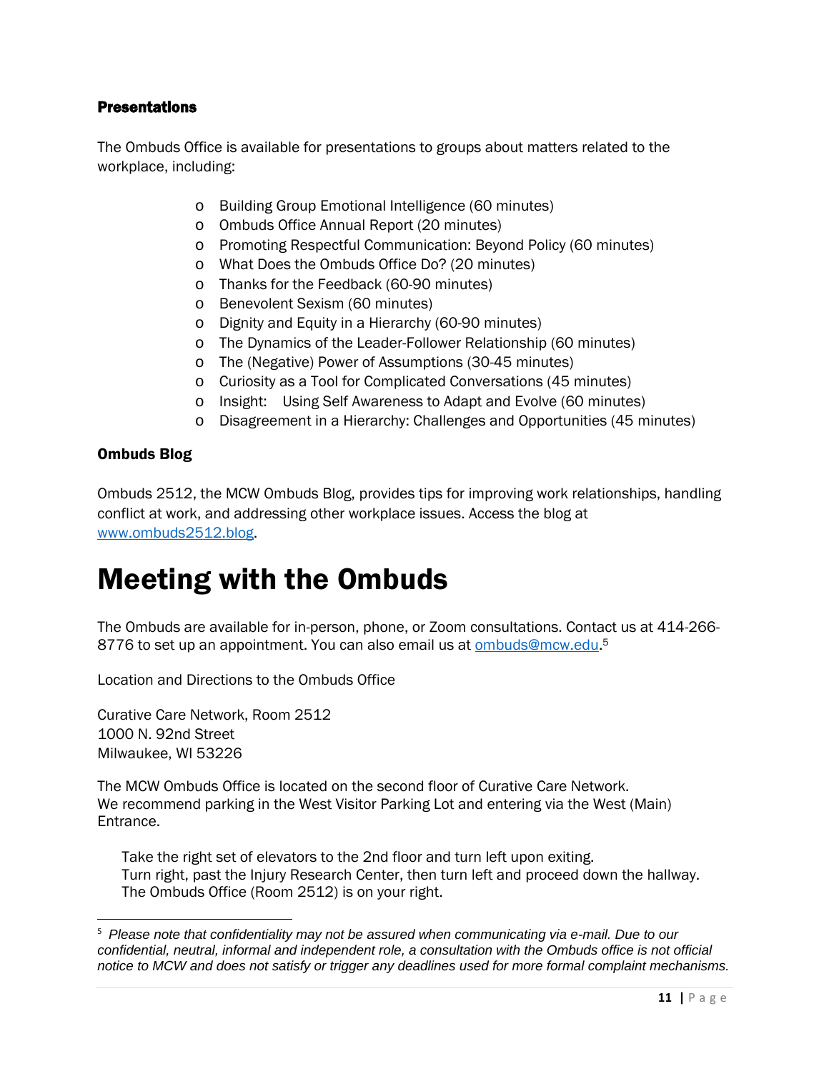### Presentations

The Ombuds Office is available for presentations to groups about matters related to the workplace, including:

- Building Group Emotional Intelligence (60 minutes)
- Ombuds Office Annual Report (20 minutes)
- Promoting Respectful Communication: Beyond Policy (60 minutes)
- What Does the Ombuds Office Do? (20 minutes)
- Thanks for the Feedback (60-90 minutes)
- Benevolent Sexism (60 minutes)
- Dignity and Equity in a Hierarchy (60-90 minutes)
- The Dynamics of the Leader-Follower Relationship (60 minutes)
- The (Negative) Power of Assumptions (30-45 minutes)
- Curiosity as a Tool for Complicated Conversations (45 minutes)
- Insight: Using Self Awareness to Adapt and Evolve (60 minutes)
- Disagreement in a Hierarchy: Challenges and Opportunities (45 minutes)

### Ombuds Blog

Ombuds 2512, the MCW Ombuds Blog, provides tips for improving work relationships, handling conflict at work, and addressing other workplace issues. Access the blog at www.ombuds2512.blog.

# Meeting with the Ombuds

The Ombuds are available for in-person, phone, or Zoom consultations. Contact us at 414-266-8776 to set up an appointment. You can also email us at ombuds@mcw.edu.[5]

Location and Directions to the Ombuds Office

Curative Care Network, Room 2512
1000 N. 92nd Street
Milwaukee, WI 53226

The MCW Ombuds Office is located on the second floor of Curative Care Network.
We recommend parking in the West Visitor Parking Lot and entering via the West (Main) Entrance.

Take the right set of elevators to the 2nd floor and turn left upon exiting.
Turn right, past the Injury Research Center, then turn left and proceed down the hallway.
The Ombuds Office (Room 2512) is on your right.

---

[5] *Please note that confidentiality may not be assured when communicating via e-mail. Due to our confidential, neutral, informal and independent role, a consultation with the Ombuds office is not official notice to MCW and does not satisfy or trigger any deadlines used for more formal complaint mechanisms.*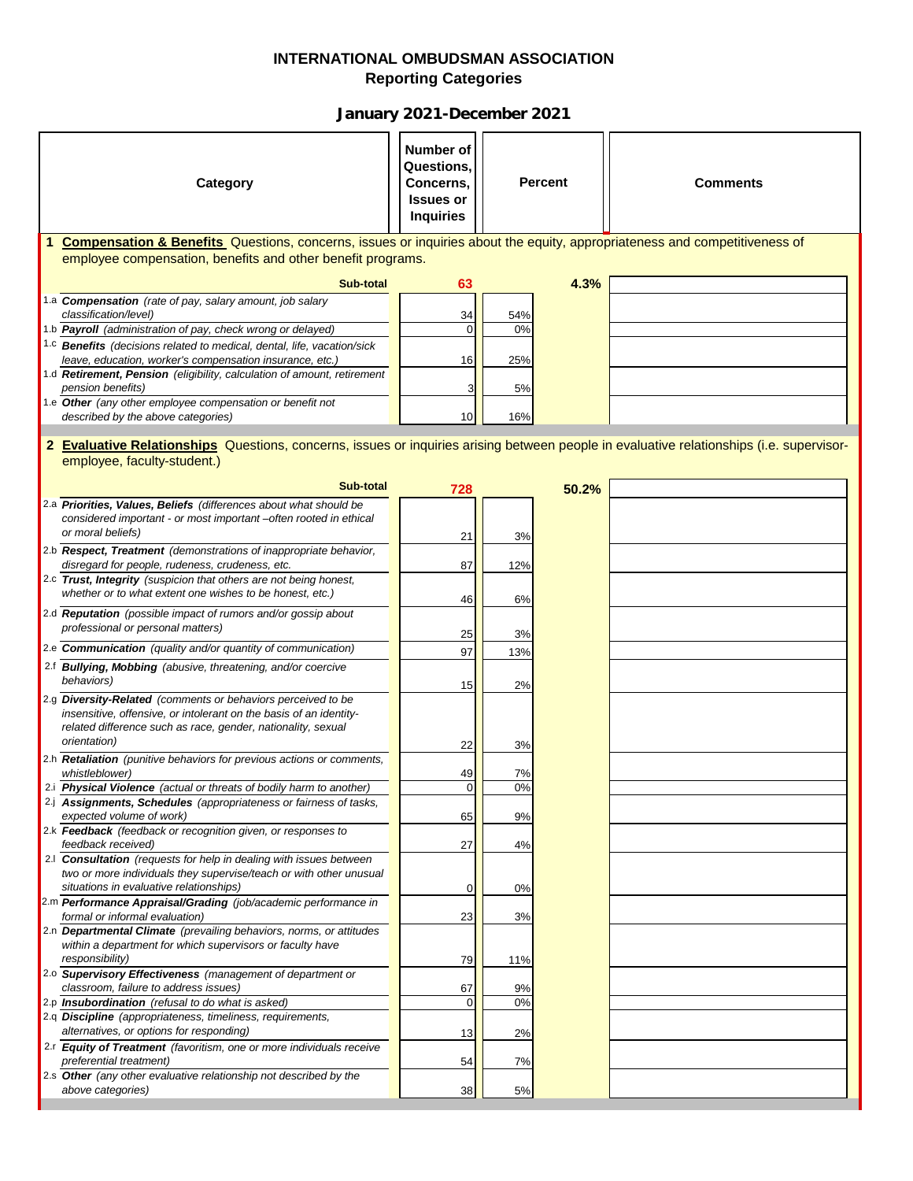# INTERNATIONAL OMBUDSMAN ASSOCIATION
## Reporting Categories

### January 2021-December 2021

| Category | Number of Questions, Concerns, Issues or Inquiries | Percent | | Comments |
|---|---|---|---|---|
| **1 Compensation & Benefits** Questions, concerns, issues or inquiries about the equity, appropriateness and competitiveness of employee compensation, benefits and other benefit programs. | | | | |
| **Sub-total** | **63** | | **4.3%** | |
| 1.a ***Compensation*** *(rate of pay, salary amount, job salary classification/level)* | 34 | 54% | | |
| 1.b ***Payroll*** *(administration of pay, check wrong or delayed)* | 0 | 0% | | |
| 1.c ***Benefits*** *(decisions related to medical, dental, life, vacation/sick leave, education, worker's compensation insurance, etc.)* | 16 | 25% | | |
| 1.d ***Retirement, Pension*** *(eligibility, calculation of amount, retirement pension benefits)* | 3 | 5% | | |
| 1.e ***Other*** *(any other employee compensation or benefit not described by the above categories)* | 10 | 16% | | |
| **2 Evaluative Relationships** Questions, concerns, issues or inquiries arising between people in evaluative relationships (i.e. supervisor-employee, faculty-student.) | | | | |
| **Sub-total** | **728** | | **50.2%** | |
| 2.a ***Priorities, Values, Beliefs*** *(differences about what should be considered important - or most important –often rooted in ethical or moral beliefs)* | 21 | 3% | | |
| 2.b ***Respect, Treatment*** *(demonstrations of inappropriate behavior, disregard for people, rudeness, crudeness, etc.* | 87 | 12% | | |
| 2.c ***Trust, Integrity*** *(suspicion that others are not being honest, whether or to what extent one wishes to be honest, etc.)* | 46 | 6% | | |
| 2.d ***Reputation*** *(possible impact of rumors and/or gossip about professional or personal matters)* | 25 | 3% | | |
| 2.e ***Communication*** *(quality and/or quantity of communication)* | 97 | 13% | | |
| 2.f ***Bullying, Mobbing*** *(abusive, threatening, and/or coercive behaviors)* | 15 | 2% | | |
| 2.g ***Diversity-Related*** *(comments or behaviors perceived to be insensitive, offensive, or intolerant on the basis of an identity-related difference such as race, gender, nationality, sexual orientation)* | 22 | 3% | | |
| 2.h ***Retaliation*** *(punitive behaviors for previous actions or comments, whistleblower)* | 49 | 7% | | |
| 2.i ***Physical Violence*** *(actual or threats of bodily harm to another)* | 0 | 0% | | |
| 2.j ***Assignments, Schedules*** *(appropriateness or fairness of tasks, expected volume of work)* | 65 | 9% | | |
| 2.k ***Feedback*** *(feedback or recognition given, or responses to feedback received)* | 27 | 4% | | |
| 2.l ***Consultation*** *(requests for help in dealing with issues between two or more individuals they supervise/teach or with other unusual situations in evaluative relationships)* | 0 | 0% | | |
| 2.m ***Performance Appraisal/Grading*** *(job/academic performance in formal or informal evaluation)* | 23 | 3% | | |
| 2.n ***Departmental Climate*** *(prevailing behaviors, norms, or attitudes within a department for which supervisors or faculty have responsibility)* | 79 | 11% | | |
| 2.o ***Supervisory Effectiveness*** *(management of department or classroom, failure to address issues)* | 67 | 9% | | |
| 2.p ***Insubordination*** *(refusal to do what is asked)* | 0 | 0% | | |
| 2.q ***Discipline*** *(appropriateness, timeliness, requirements, alternatives, or options for responding)* | 13 | 2% | | |
| 2.r ***Equity of Treatment*** *(favoritism, one or more individuals receive preferential treatment)* | 54 | 7% | | |
| 2.s ***Other*** *(any other evaluative relationship not described by the above categories)* | 38 | 5% | | |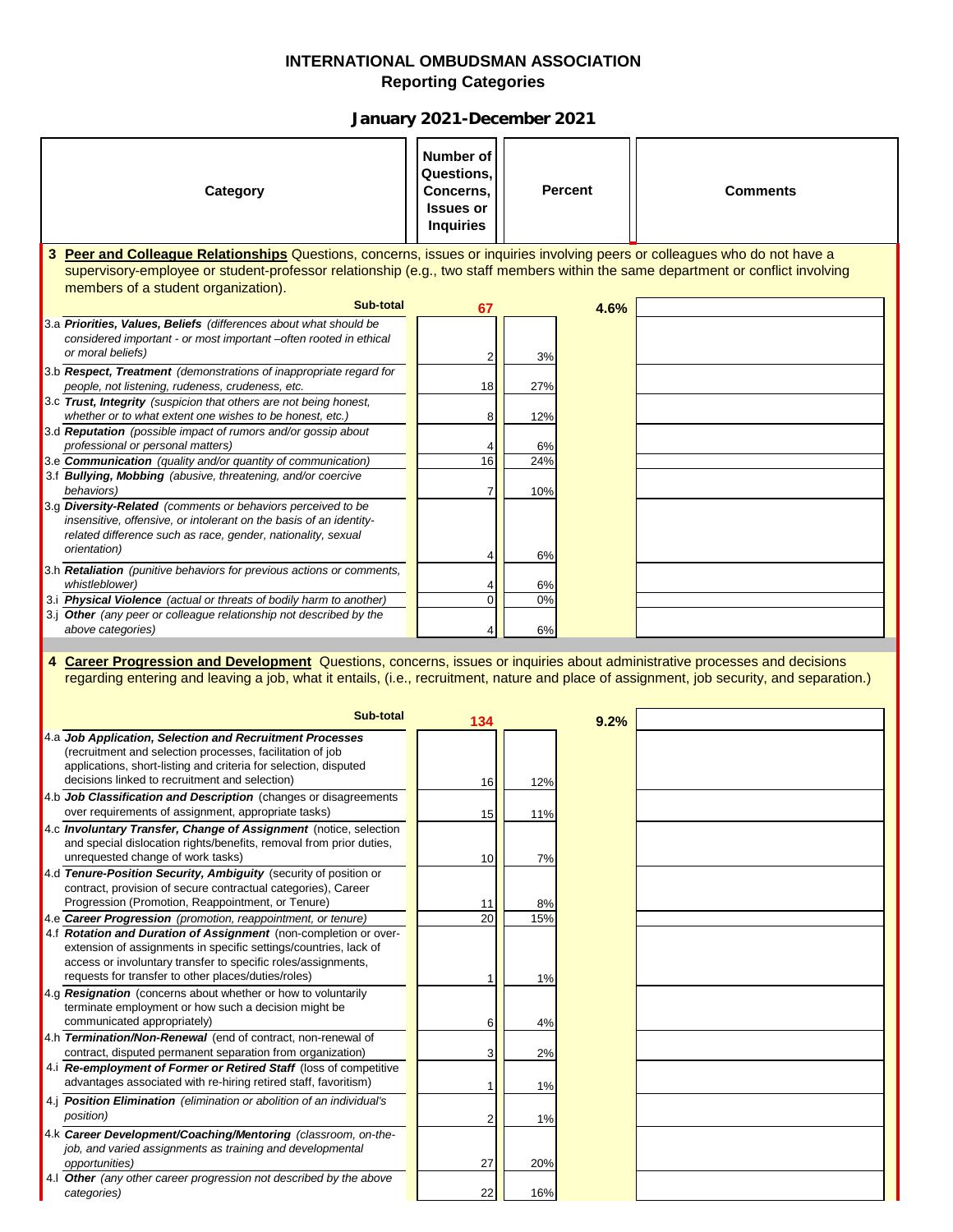# INTERNATIONAL OMBUDSMAN ASSOCIATION

## Reporting Categories

### January 2021-December 2021

| Category | Number of Questions, Concerns, Issues or Inquiries | Percent | | Comments |
|---|---|---|---|---|
| **3 Peer and Colleague Relationships** Questions, concerns, issues or inquiries involving peers or colleagues who do not have a supervisory-employee or student-professor relationship (e.g., two staff members within the same department or conflict involving members of a student organization). | | | | |
| **Sub-total** | 67 | | 4.6% | |
| 3.a ***Priorities, Values, Beliefs*** *(differences about what should be considered important - or most important –often rooted in ethical or moral beliefs)* | 2 | 3% | | |
| 3.b ***Respect, Treatment*** *(demonstrations of inappropriate regard for people, not listening, rudeness, crudeness, etc.* | 18 | 27% | | |
| 3.c ***Trust, Integrity*** *(suspicion that others are not being honest, whether or to what extent one wishes to be honest, etc.)* | 8 | 12% | | |
| 3.d ***Reputation*** *(possible impact of rumors and/or gossip about professional or personal matters)* | 4 | 6% | | |
| 3.e ***Communication*** *(quality and/or quantity of communication)* | 16 | 24% | | |
| 3.f ***Bullying, Mobbing*** *(abusive, threatening, and/or coercive behaviors)* | 7 | 10% | | |
| 3.g ***Diversity-Related*** *(comments or behaviors perceived to be insensitive, offensive, or intolerant on the basis of an identity-related difference such as race, gender, nationality, sexual orientation)* | 4 | 6% | | |
| 3.h ***Retaliation*** *(punitive behaviors for previous actions or comments, whistleblower)* | 4 | 6% | | |
| 3.i ***Physical Violence*** *(actual or threats of bodily harm to another)* | 0 | 0% | | |
| 3.j ***Other*** *(any peer or colleague relationship not described by the above categories)* | 4 | 6% | | |
| **4 Career Progression and Development** Questions, concerns, issues or inquiries about administrative processes and decisions regarding entering and leaving a job, what it entails, (i.e., recruitment, nature and place of assignment, job security, and separation.) | | | | |
| **Sub-total** | 134 | | 9.2% | |
| 4.a ***Job Application, Selection and Recruitment Processes*** (recruitment and selection processes, facilitation of job applications, short-listing and criteria for selection, disputed decisions linked to recruitment and selection) | 16 | 12% | | |
| 4.b ***Job Classification and Description*** (changes or disagreements over requirements of assignment, appropriate tasks) | 15 | 11% | | |
| 4.c ***Involuntary Transfer, Change of Assignment*** (notice, selection and special dislocation rights/benefits, removal from prior duties, unrequested change of work tasks) | 10 | 7% | | |
| 4.d ***Tenure-Position Security, Ambiguity*** (security of position or contract, provision of secure contractual categories), Career Progression (Promotion, Reappointment, or Tenure) | 11 | 8% | | |
| 4.e ***Career Progression*** *(promotion, reappointment, or tenure)* | 20 | 15% | | |
| 4.f ***Rotation and Duration of Assignment*** (non-completion or over-extension of assignments in specific settings/countries, lack of access or involuntary transfer to specific roles/assignments, requests for transfer to other places/duties/roles) | 1 | 1% | | |
| 4.g ***Resignation*** (concerns about whether or how to voluntarily terminate employment or how such a decision might be communicated appropriately) | 6 | 4% | | |
| 4.h ***Termination/Non-Renewal*** (end of contract, non-renewal of contract, disputed permanent separation from organization) | 3 | 2% | | |
| 4.i ***Re-employment of Former or Retired Staff*** (loss of competitive advantages associated with re-hiring retired staff, favoritism) | 1 | 1% | | |
| 4.j ***Position Elimination*** *(elimination or abolition of an individual's position)* | 2 | 1% | | |
| 4.k ***Career Development/Coaching/Mentoring*** *(classroom, on-the-job, and varied assignments as training and developmental opportunities)* | 27 | 20% | | |
| 4.l ***Other*** *(any other career progression not described by the above categories)* | 22 | 16% | | |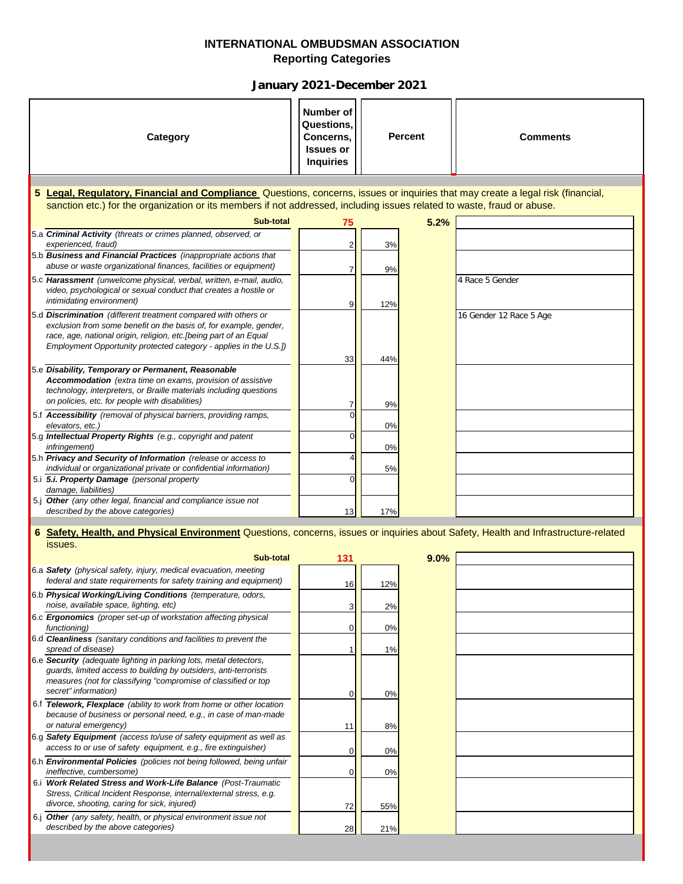# INTERNATIONAL OMBUDSMAN ASSOCIATION
## Reporting Categories

**January 2021-December 2021**

| Category | Number of Questions, Concerns, Issues or Inquiries | Percent | | Comments |
|---|---|---|---|---|
| **5 Legal, Regulatory, Financial and Compliance** Questions, concerns, issues or inquiries that may create a legal risk (financial, sanction etc.) for the organization or its members if not addressed, including issues related to waste, fraud or abuse. | | | | |
| **Sub-total** | **75** | | **5.2%** | |
| 5.a ***Criminal Activity*** *(threats or crimes planned, observed, or experienced, fraud)* | 2 | 3% | | |
| 5.b ***Business and Financial Practices*** *(inappropriate actions that abuse or waste organizational finances, facilities or equipment)* | 7 | 9% | | |
| 5.c ***Harassment*** *(unwelcome physical, verbal, written, e-mail, audio, video, psychological or sexual conduct that creates a hostile or intimidating environment)* | 9 | 12% | | 4 Race 5 Gender |
| 5.d ***Discrimination*** *(different treatment compared with others or exclusion from some benefit on the basis of, for example, gender, race, age, national origin, religion, etc.[being part of an Equal Employment Opportunity protected category - applies in the U.S.])* | 33 | 44% | | 16 Gender 12 Race 5 Age |
| 5.e ***Disability, Temporary or Permanent, Reasonable Accommodation*** *(extra time on exams, provision of assistive technology, interpreters, or Braille materials including questions on policies, etc. for people with disabilities)* | 7 | 9% | | |
| 5.f ***Accessibility*** *(removal of physical barriers, providing ramps, elevators, etc.)* | 0 | 0% | | |
| 5.g ***Intellectual Property Rights*** *(e.g., copyright and patent infringement)* | 0 | 0% | | |
| 5.h ***Privacy and Security of Information*** *(release or access to individual or organizational private or confidential information)* | 4 | 5% | | |
| 5.i ***5.i. Property Damage*** *(personal property damage, liabilities)* | 0 | | | |
| 5.j ***Other*** *(any other legal, financial and compliance issue not described by the above categories)* | 13 | 17% | | |
| **6 Safety, Health, and Physical Environment** Questions, concerns, issues or inquiries about Safety, Health and Infrastructure-related issues. | | | | |
| **Sub-total** | **131** | | **9.0%** | |
| 6.a ***Safety*** *(physical safety, injury, medical evacuation, meeting federal and state requirements for safety training and equipment)* | 16 | 12% | | |
| 6.b ***Physical Working/Living Conditions*** *(temperature, odors, noise, available space, lighting, etc)* | 3 | 2% | | |
| 6.c ***Ergonomics*** *(proper set-up of workstation affecting physical functioning)* | 0 | 0% | | |
| 6.d ***Cleanliness*** *(sanitary conditions and facilities to prevent the spread of disease)* | 1 | 1% | | |
| 6.e ***Security*** *(adequate lighting in parking lots, metal detectors, guards, limited access to building by outsiders, anti-terrorists measures (not for classifying "compromise of classified or top secret" information)* | 0 | 0% | | |
| 6.f ***Telework, Flexplace*** *(ability to work from home or other location because of business or personal need, e.g., in case of man-made or natural emergency)* | 11 | 8% | | |
| 6.g ***Safety Equipment*** *(access to/use of safety equipment as well as access to or use of safety equipment, e.g., fire extinguisher)* | 0 | 0% | | |
| 6.h ***Environmental Policies*** *(policies not being followed, being unfair ineffective, cumbersome)* | 0 | 0% | | |
| 6.i ***Work Related Stress and Work-Life Balance*** *(Post-Traumatic Stress, Critical Incident Response, internal/external stress, e.g. divorce, shooting, caring for sick, injured)* | 72 | 55% | | |
| 6.j ***Other*** *(any safety, health, or physical environment issue not described by the above categories)* | 28 | 21% | | |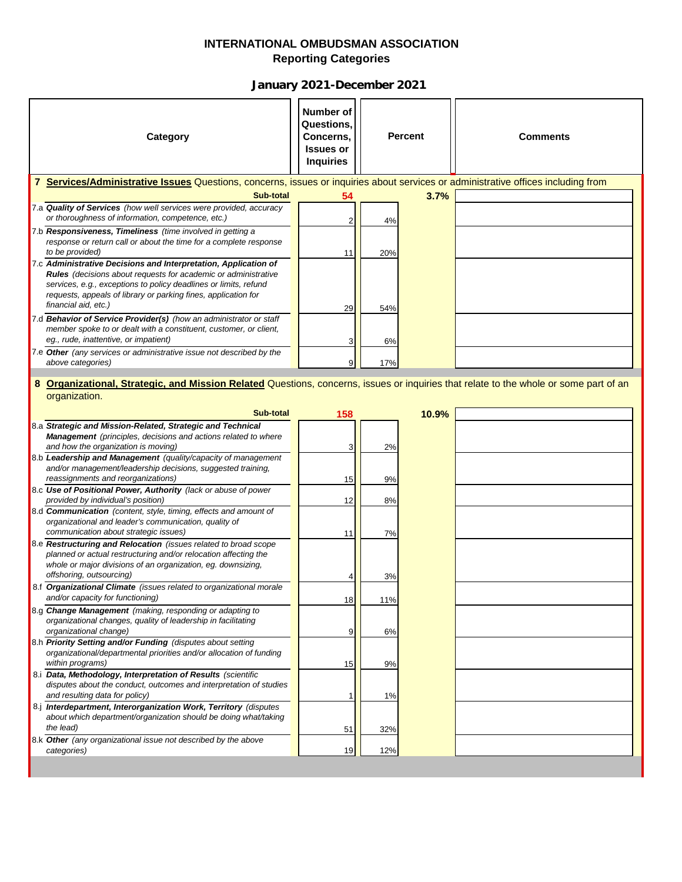# INTERNATIONAL OMBUDSMAN ASSOCIATION
## Reporting Categories

### January 2021-December 2021

| Category | Number of Questions, Concerns, Issues or Inquiries | Percent | | Comments |
|---|---|---|---|---|
| **7 Services/Administrative Issues** Questions, concerns, issues or inquiries about services or administrative offices including from | | | | |
| **Sub-total** | **54** | | **3.7%** | |
| 7.a ***Quality of Services*** *(how well services were provided, accuracy or thoroughness of information, competence, etc.)* | 2 | 4% | | |
| 7.b ***Responsiveness, Timeliness*** *(time involved in getting a response or return call or about the time for a complete response to be provided)* | 11 | 20% | | |
| 7.c ***Administrative Decisions and Interpretation, Application of Rules*** *(decisions about requests for academic or administrative services, e.g., exceptions to policy deadlines or limits, refund requests, appeals of library or parking fines, application for financial aid, etc.)* | 29 | 54% | | |
| 7.d ***Behavior of Service Provider(s)*** *(how an administrator or staff member spoke to or dealt with a constituent, customer, or client, eg., rude, inattentive, or impatient)* | 3 | 6% | | |
| 7.e ***Other*** *(any services or administrative issue not described by the above categories)* | 9 | 17% | | |
| **8 Organizational, Strategic, and Mission Related** Questions, concerns, issues or inquiries that relate to the whole or some part of an organization. | | | | |
| **Sub-total** | **158** | | **10.9%** | |
| 8.a ***Strategic and Mission-Related, Strategic and Technical Management*** *(principles, decisions and actions related to where and how the organization is moving)* | 3 | 2% | | |
| 8.b ***Leadership and Management*** *(quality/capacity of management and/or management/leadership decisions, suggested training, reassignments and reorganizations)* | 15 | 9% | | |
| 8.c ***Use of Positional Power, Authority*** *(lack or abuse of power provided by individual's position)* | 12 | 8% | | |
| 8.d ***Communication*** *(content, style, timing, effects and amount of organizational and leader's communication, quality of communication about strategic issues)* | 11 | 7% | | |
| 8.e ***Restructuring and Relocation*** *(issues related to broad scope planned or actual restructuring and/or relocation affecting the whole or major divisions of an organization, eg. downsizing, offshoring, outsourcing)* | 4 | 3% | | |
| 8.f ***Organizational Climate*** *(issues related to organizational morale and/or capacity for functioning)* | 18 | 11% | | |
| 8.g ***Change Management*** *(making, responding or adapting to organizational changes, quality of leadership in facilitating organizational change)* | 9 | 6% | | |
| 8.h ***Priority Setting and/or Funding*** *(disputes about setting organizational/departmental priorities and/or allocation of funding within programs)* | 15 | 9% | | |
| 8.i ***Data, Methodology, Interpretation of Results*** *(scientific disputes about the conduct, outcomes and interpretation of studies and resulting data for policy)* | 1 | 1% | | |
| 8.j ***Interdepartment, Interorganization Work, Territory*** *(disputes about which department/organization should be doing what/taking the lead)* | 51 | 32% | | |
| 8.k ***Other*** *(any organizational issue not described by the above categories)* | 19 | 12% | | |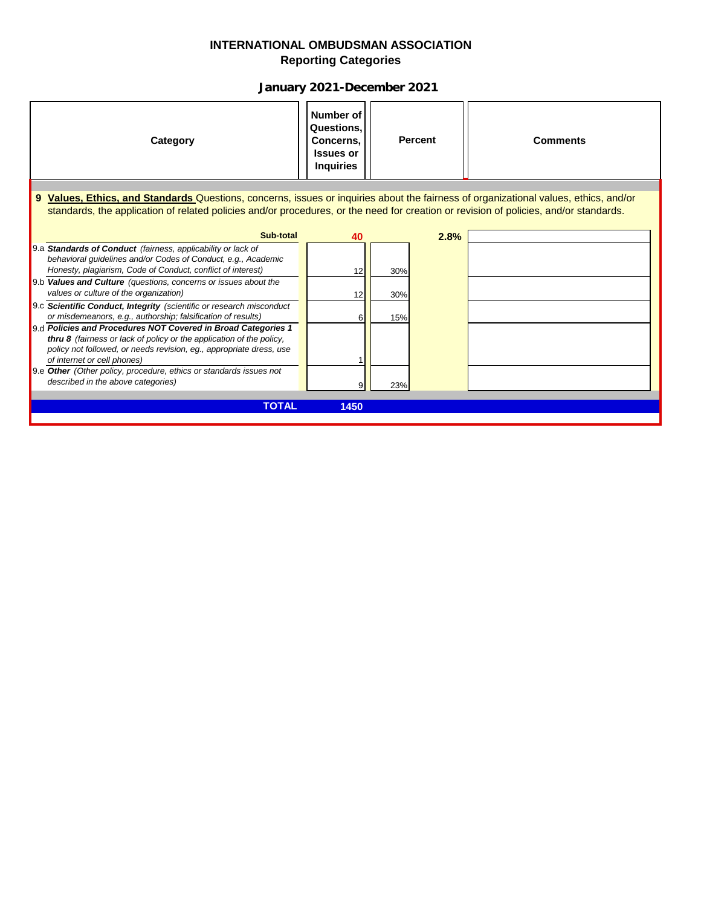**INTERNATIONAL OMBUDSMAN ASSOCIATION**
**Reporting Categories**

**January 2021-December 2021**

| Category | Number of Questions, Concerns, Issues or Inquiries | Percent | | Comments |
|---|---|---|---|---|
| **9 Values, Ethics, and Standards** Questions, concerns, issues or inquiries about the fairness of organizational values, ethics, and/or standards, the application of related policies and/or procedures, or the need for creation or revision of policies, and/or standards. | | | | |
| **Sub-total** | **40** | | **2.8%** | |
| 9.a ***Standards of Conduct*** *(fairness, applicability or lack of behavioral guidelines and/or Codes of Conduct, e.g., Academic Honesty, plagiarism, Code of Conduct, conflict of interest)* | 12 | 30% | | |
| 9.b ***Values and Culture*** *(questions, concerns or issues about the values or culture of the organization)* | 12 | 30% | | |
| 9.c ***Scientific Conduct, Integrity*** *(scientific or research misconduct or misdemeanors, e.g., authorship; falsification of results)* | 6 | 15% | | |
| 9.d ***Policies and Procedures NOT Covered in Broad Categories 1 thru 8*** *(fairness or lack of policy or the application of the policy, policy not followed, or needs revision, eg., appropriate dress, use of internet or cell phones)* | 1 | | | |
| 9.e ***Other*** *(Other policy, procedure, ethics or standards issues not described in the above categories)* | 9 | 23% | | |
| **TOTAL** | **1450** | | | |